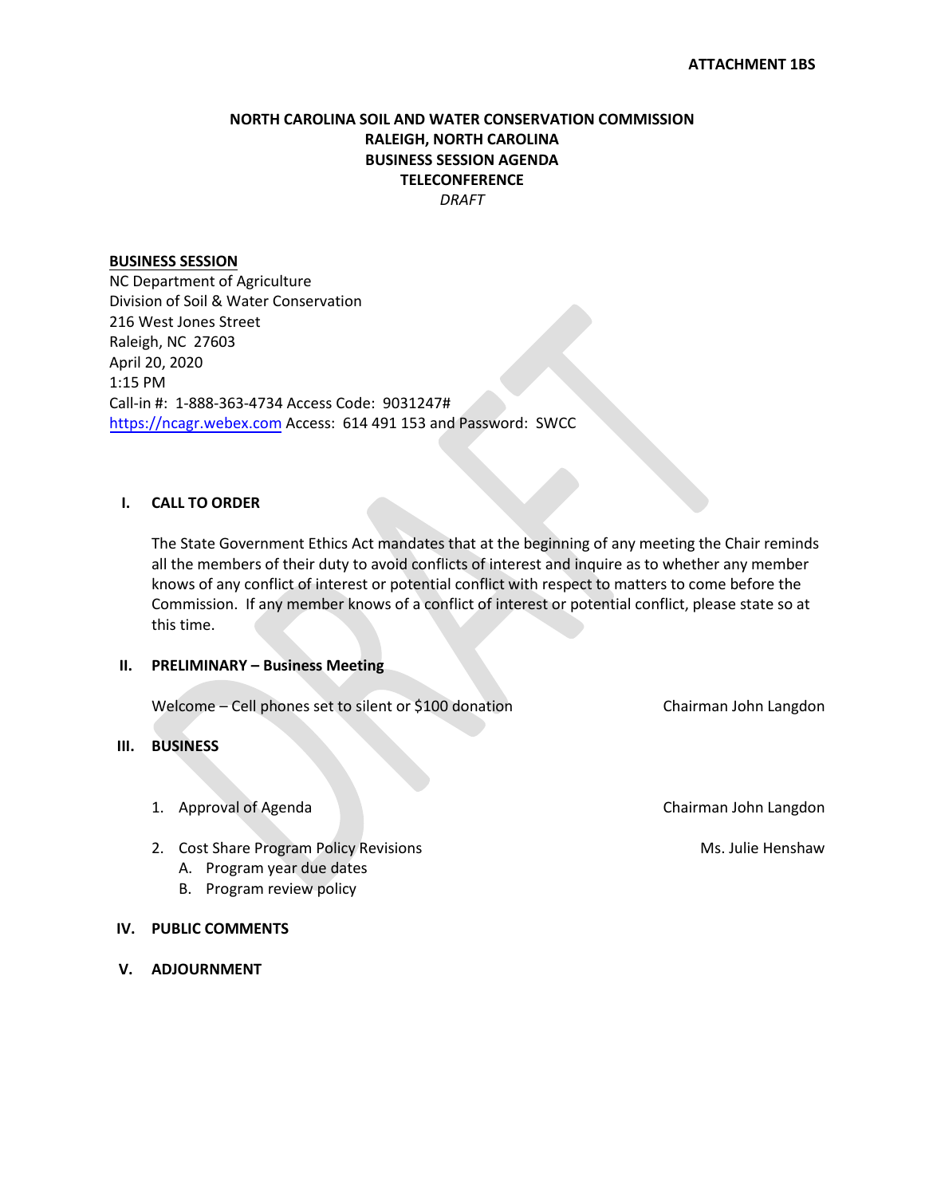**ATTACHMENT 1BS**

# NORTH CAROLINA SOIL AND WATER CONSERVATION COMMISSION
## RALEIGH, NORTH CAROLINA
## BUSINESS SESSION AGENDA
## TELECONFERENCE

*DRAFT*

**BUSINESS SESSION**

NC Department of Agriculture
Division of Soil & Water Conservation
216 West Jones Street
Raleigh, NC 27603
April 20, 2020
1:15 PM
Call-in #: 1-888-363-4734 Access Code: 9031247#
https://ncagr.webex.com Access: 614 491 153 and Password: SWCC

**I. CALL TO ORDER**

The State Government Ethics Act mandates that at the beginning of any meeting the Chair reminds all the members of their duty to avoid conflicts of interest and inquire as to whether any member knows of any conflict of interest or potential conflict with respect to matters to come before the Commission. If any member knows of a conflict of interest or potential conflict, please state so at this time.

**II. PRELIMINARY – Business Meeting**

Welcome – Cell phones set to silent or $100 donation — Chairman John Langdon

**III. BUSINESS**

1. Approval of Agenda — Chairman John Langdon
2. Cost Share Program Policy Revisions — Ms. Julie Henshaw
   - A. Program year due dates
   - B. Program review policy

**IV. PUBLIC COMMENTS**

**V. ADJOURNMENT**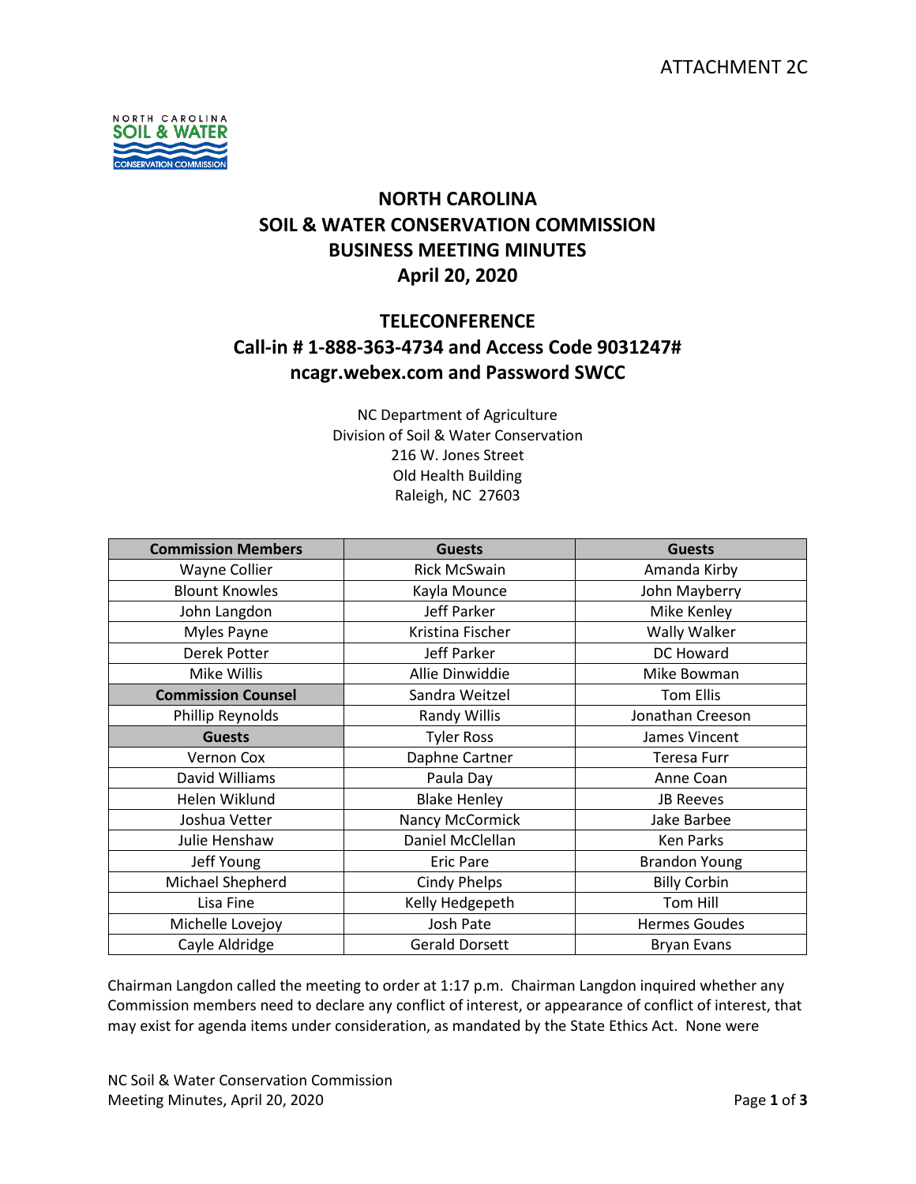ATTACHMENT 2C

# NORTH CAROLINA
# SOIL & WATER CONSERVATION COMMISSION
# BUSINESS MEETING MINUTES
# April 20, 2020

## TELECONFERENCE
## Call-in # 1-888-363-4734 and Access Code 9031247#
## ncagr.webex.com and Password SWCC

NC Department of Agriculture
Division of Soil & Water Conservation
216 W. Jones Street
Old Health Building
Raleigh, NC 27603

| Commission Members | Guests | Guests |
|---|---|---|
| Wayne Collier | Rick McSwain | Amanda Kirby |
| Blount Knowles | Kayla Mounce | John Mayberry |
| John Langdon | Jeff Parker | Mike Kenley |
| Myles Payne | Kristina Fischer | Wally Walker |
| Derek Potter | Jeff Parker | DC Howard |
| Mike Willis | Allie Dinwiddie | Mike Bowman |
| **Commission Counsel** | Sandra Weitzel | Tom Ellis |
| Phillip Reynolds | Randy Willis | Jonathan Creeson |
| **Guests** | Tyler Ross | James Vincent |
| Vernon Cox | Daphne Cartner | Teresa Furr |
| David Williams | Paula Day | Anne Coan |
| Helen Wiklund | Blake Henley | JB Reeves |
| Joshua Vetter | Nancy McCormick | Jake Barbee |
| Julie Henshaw | Daniel McClellan | Ken Parks |
| Jeff Young | Eric Pare | Brandon Young |
| Michael Shepherd | Cindy Phelps | Billy Corbin |
| Lisa Fine | Kelly Hedgepeth | Tom Hill |
| Michelle Lovejoy | Josh Pate | Hermes Goudes |
| Cayle Aldridge | Gerald Dorsett | Bryan Evans |

Chairman Langdon called the meeting to order at 1:17 p.m. Chairman Langdon inquired whether any Commission members need to declare any conflict of interest, or appearance of conflict of interest, that may exist for agenda items under consideration, as mandated by the State Ethics Act. None were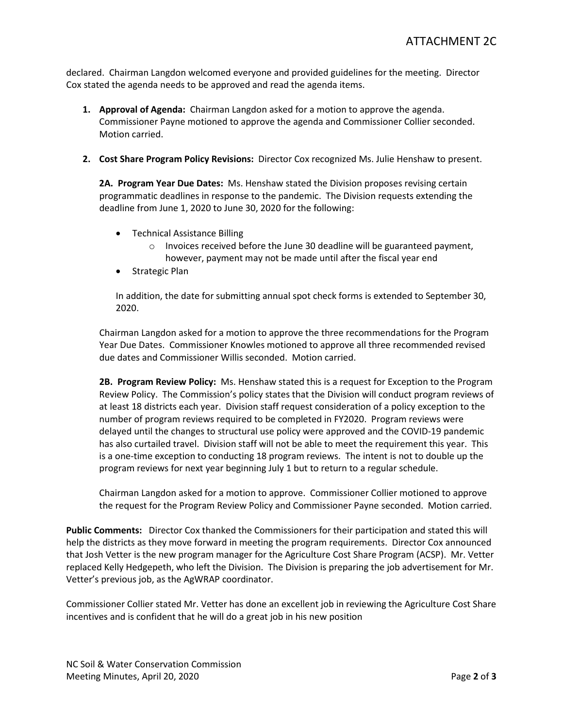declared. Chairman Langdon welcomed everyone and provided guidelines for the meeting. Director Cox stated the agenda needs to be approved and read the agenda items.

1. **Approval of Agenda:** Chairman Langdon asked for a motion to approve the agenda. Commissioner Payne motioned to approve the agenda and Commissioner Collier seconded. Motion carried.

2. **Cost Share Program Policy Revisions:** Director Cox recognized Ms. Julie Henshaw to present.

   **2A. Program Year Due Dates:** Ms. Henshaw stated the Division proposes revising certain programmatic deadlines in response to the pandemic. The Division requests extending the deadline from June 1, 2020 to June 30, 2020 for the following:

   - Technical Assistance Billing
     - Invoices received before the June 30 deadline will be guaranteed payment, however, payment may not be made until after the fiscal year end
   - Strategic Plan

   In addition, the date for submitting annual spot check forms is extended to September 30, 2020.

   Chairman Langdon asked for a motion to approve the three recommendations for the Program Year Due Dates. Commissioner Knowles motioned to approve all three recommended revised due dates and Commissioner Willis seconded. Motion carried.

   **2B. Program Review Policy:** Ms. Henshaw stated this is a request for Exception to the Program Review Policy. The Commission's policy states that the Division will conduct program reviews of at least 18 districts each year. Division staff request consideration of a policy exception to the number of program reviews required to be completed in FY2020. Program reviews were delayed until the changes to structural use policy were approved and the COVID-19 pandemic has also curtailed travel. Division staff will not be able to meet the requirement this year. This is a one-time exception to conducting 18 program reviews. The intent is not to double up the program reviews for next year beginning July 1 but to return to a regular schedule.

   Chairman Langdon asked for a motion to approve. Commissioner Collier motioned to approve the request for the Program Review Policy and Commissioner Payne seconded. Motion carried.

**Public Comments:** Director Cox thanked the Commissioners for their participation and stated this will help the districts as they move forward in meeting the program requirements. Director Cox announced that Josh Vetter is the new program manager for the Agriculture Cost Share Program (ACSP). Mr. Vetter replaced Kelly Hedgepeth, who left the Division. The Division is preparing the job advertisement for Mr. Vetter's previous job, as the AgWRAP coordinator.

Commissioner Collier stated Mr. Vetter has done an excellent job in reviewing the Agriculture Cost Share incentives and is confident that he will do a great job in his new position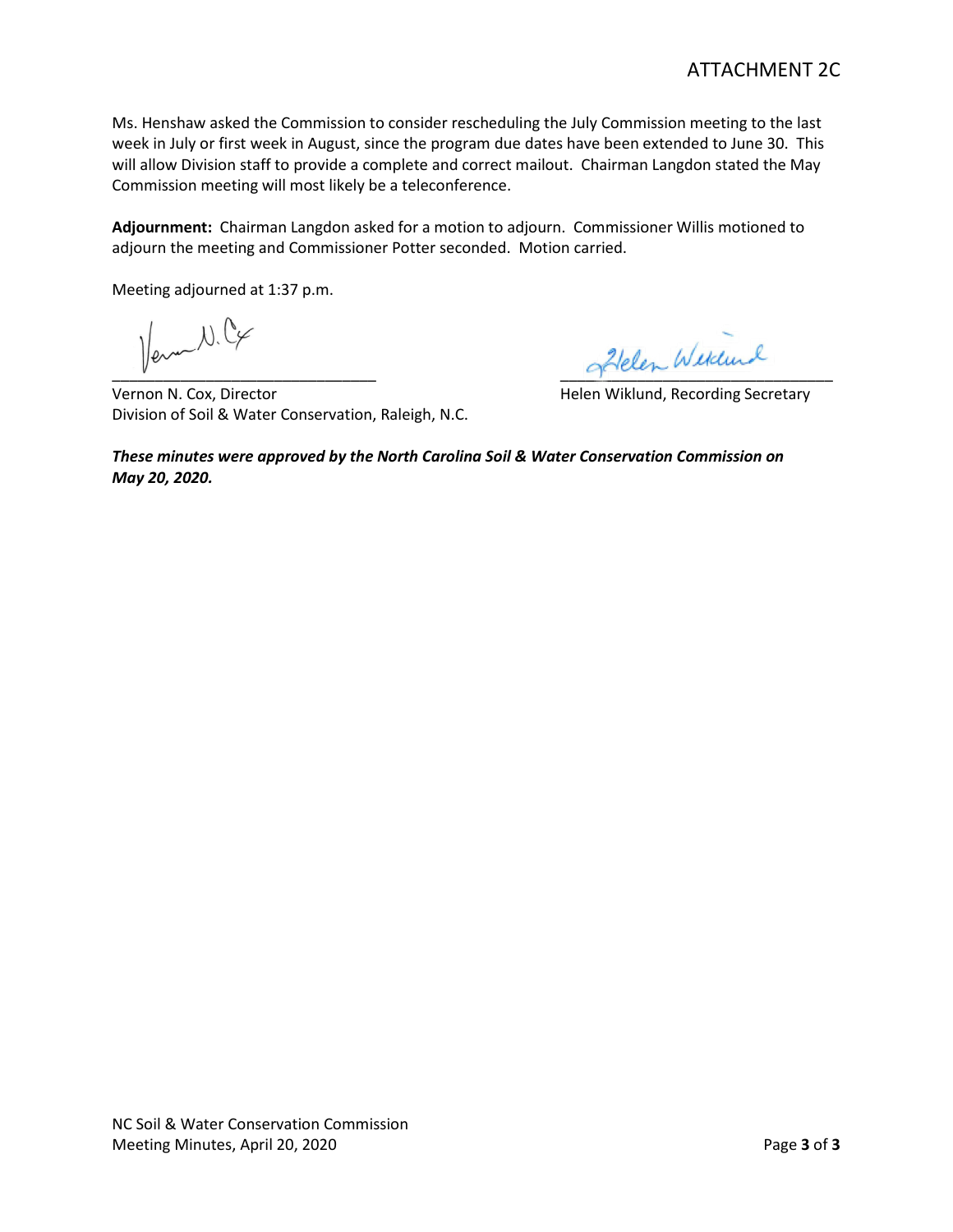ATTACHMENT 2C

Ms. Henshaw asked the Commission to consider rescheduling the July Commission meeting to the last week in July or first week in August, since the program due dates have been extended to June 30. This will allow Division staff to provide a complete and correct mailout. Chairman Langdon stated the May Commission meeting will most likely be a teleconference.

**Adjournment:** Chairman Langdon asked for a motion to adjourn. Commissioner Willis motioned to adjourn the meeting and Commissioner Potter seconded. Motion carried.

Meeting adjourned at 1:37 p.m.

\_\_\_\_\_\_\_\_\_\_\_\_\_\_\_\_\_\_\_\_\_\_\_\_\_\_\_\_\_\_\_
Vernon N. Cox, Director
Division of Soil & Water Conservation, Raleigh, N.C.

\_\_\_\_\_\_\_\_\_\_\_\_\_\_\_\_\_\_\_\_\_\_\_\_\_\_\_\_\_\_\_
Helen Wiklund, Recording Secretary

***These minutes were approved by the North Carolina Soil & Water Conservation Commission on May 20, 2020.***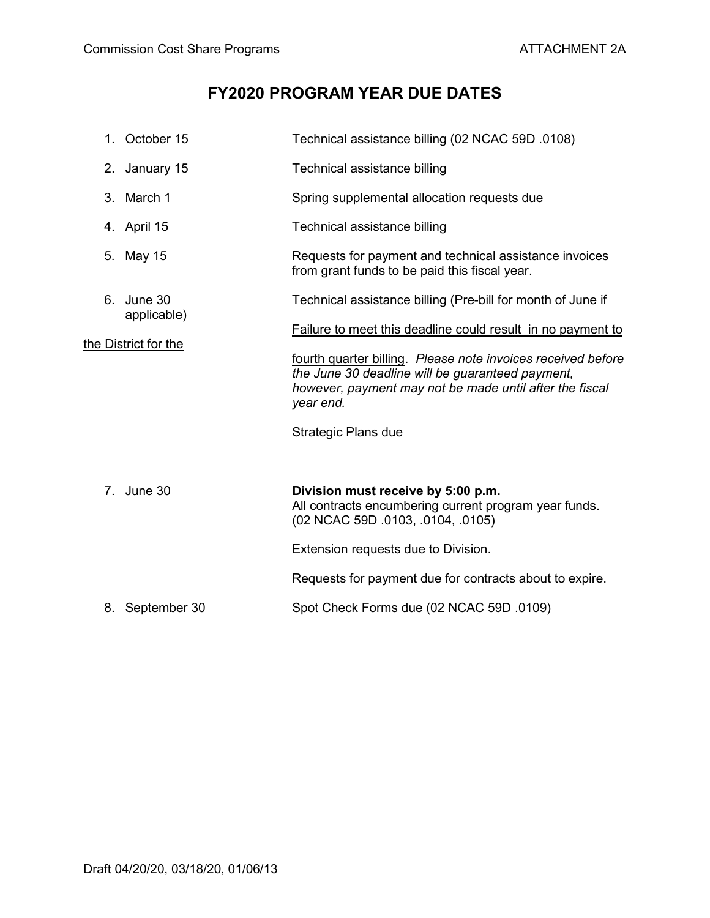Commission Cost Share Programs ATTACHMENT 2A

# FY2020 PROGRAM YEAR DUE DATES

| | Date | Item |
|---|---|---|
| 1. | October 15 | Technical assistance billing (02 NCAC 59D .0108) |
| 2. | January 15 | Technical assistance billing |
| 3. | March 1 | Spring supplemental allocation requests due |
| 4. | April 15 | Technical assistance billing |
| 5. | May 15 | Requests for payment and technical assistance invoices from grant funds to be paid this fiscal year. |
| 6. | June 30 | Technical assistance billing (Pre-bill for month of June if applicable)<br><br><u>Failure to meet this deadline could result in no payment to the District for the fourth quarter billing</u>. *Please note invoices received before the June 30 deadline will be guaranteed payment, however, payment may not be made until after the fiscal year end.*<br><br>Strategic Plans due |
| 7. | June 30 | **Division must receive by 5:00 p.m.** All contracts encumbering current program year funds. (02 NCAC 59D .0103, .0104, .0105)<br><br>Extension requests due to Division.<br><br>Requests for payment due for contracts about to expire. |
| 8. | September 30 | Spot Check Forms due (02 NCAC 59D .0109) |

Draft 04/20/20, 03/18/20, 01/06/13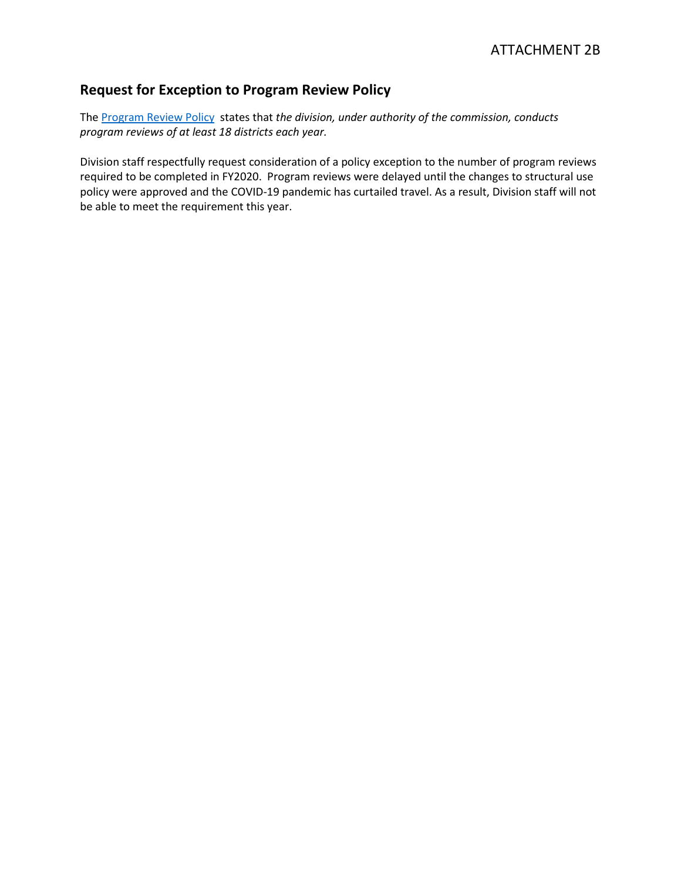ATTACHMENT 2B

## Request for Exception to Program Review Policy

The Program Review Policy states that *the division, under authority of the commission, conducts program reviews of at least 18 districts each year.*

Division staff respectfully request consideration of a policy exception to the number of program reviews required to be completed in FY2020. Program reviews were delayed until the changes to structural use policy were approved and the COVID-19 pandemic has curtailed travel. As a result, Division staff will not be able to meet the requirement this year.